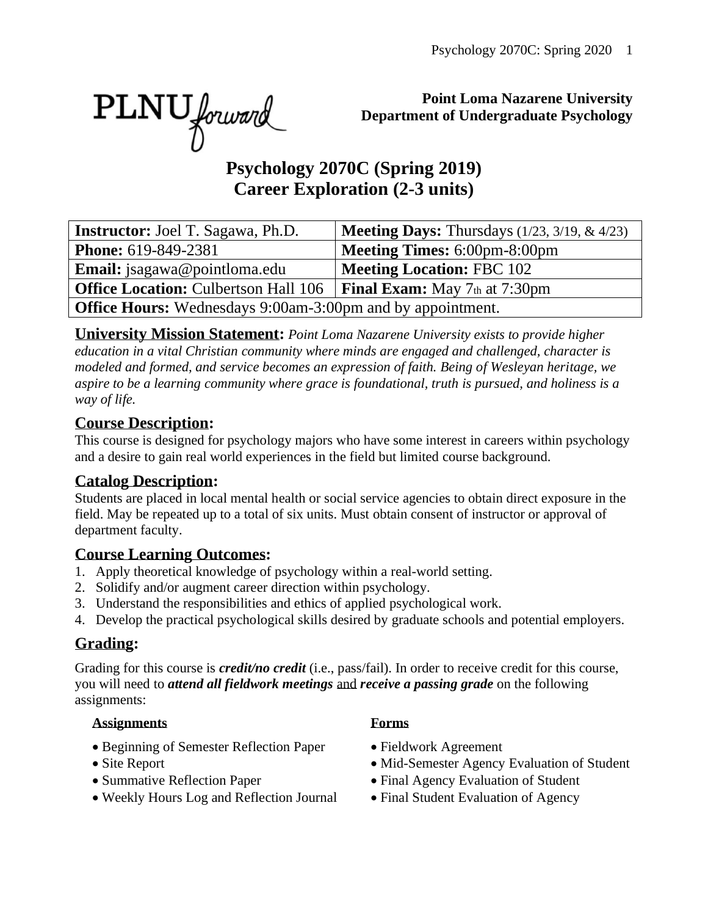PLNU forward

**Point Loma Nazarene University**
**Department of Undergraduate Psychology**

# Psychology 2070C (Spring 2019)
# Career Exploration (2-3 units)

| **Instructor:** Joel T. Sagawa, Ph.D. | **Meeting Days:** Thursdays (1/23, 3/19, & 4/23) |
|---|---|
| **Phone:** 619-849-2381 | **Meeting Times:** 6:00pm-8:00pm |
| **Email:** jsagawa@pointloma.edu | **Meeting Location:** FBC 102 |
| **Office Location:** Culbertson Hall 106 | **Final Exam:** May 7th at 7:30pm |
| **Office Hours:** Wednesdays 9:00am-3:00pm and by appointment. | |

**University Mission Statement:** *Point Loma Nazarene University exists to provide higher education in a vital Christian community where minds are engaged and challenged, character is modeled and formed, and service becomes an expression of faith. Being of Wesleyan heritage, we aspire to be a learning community where grace is foundational, truth is pursued, and holiness is a way of life.*

## Course Description:

This course is designed for psychology majors who have some interest in careers within psychology and a desire to gain real world experiences in the field but limited course background.

## Catalog Description:

Students are placed in local mental health or social service agencies to obtain direct exposure in the field. May be repeated up to a total of six units. Must obtain consent of instructor or approval of department faculty.

## Course Learning Outcomes:

1. Apply theoretical knowledge of psychology within a real-world setting.
2. Solidify and/or augment career direction within psychology.
3. Understand the responsibilities and ethics of applied psychological work.
4. Develop the practical psychological skills desired by graduate schools and potential employers.

## Grading:

Grading for this course is ***credit/no credit*** (i.e., pass/fail). In order to receive credit for this course, you will need to ***attend all fieldwork meetings*** and ***receive a passing grade*** on the following assignments:

**Assignments**

- Beginning of Semester Reflection Paper
- Site Report
- Summative Reflection Paper
- Weekly Hours Log and Reflection Journal

**Forms**

- Fieldwork Agreement
- Mid-Semester Agency Evaluation of Student
- Final Agency Evaluation of Student
- Final Student Evaluation of Agency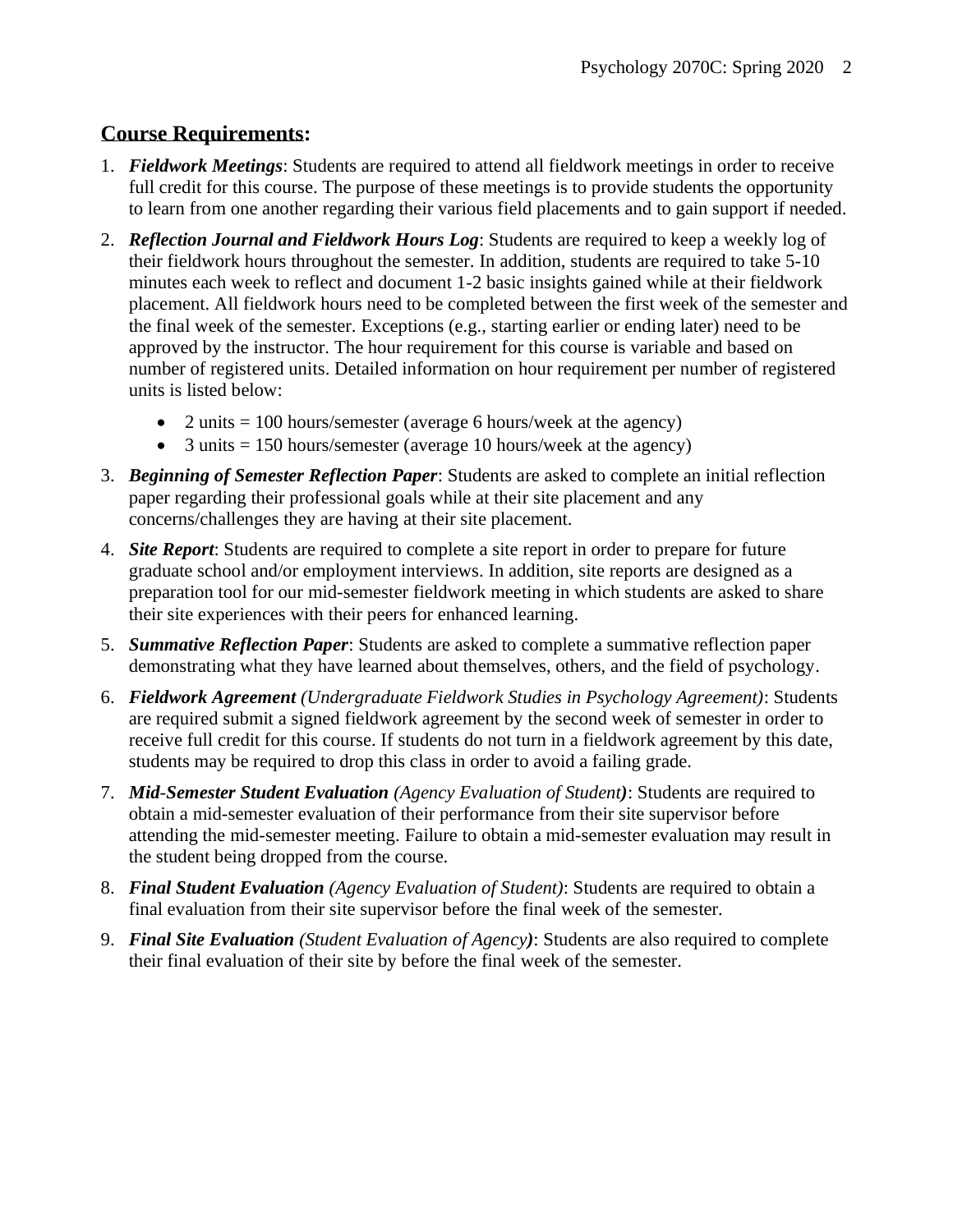## **Course Requirements:**

1. ***Fieldwork Meetings***: Students are required to attend all fieldwork meetings in order to receive full credit for this course. The purpose of these meetings is to provide students the opportunity to learn from one another regarding their various field placements and to gain support if needed.
2. ***Reflection Journal and Fieldwork Hours Log***: Students are required to keep a weekly log of their fieldwork hours throughout the semester. In addition, students are required to take 5-10 minutes each week to reflect and document 1-2 basic insights gained while at their fieldwork placement. All fieldwork hours need to be completed between the first week of the semester and the final week of the semester. Exceptions (e.g., starting earlier or ending later) need to be approved by the instructor. The hour requirement for this course is variable and based on number of registered units. Detailed information on hour requirement per number of registered units is listed below:
    - 2 units = 100 hours/semester (average 6 hours/week at the agency)
    - 3 units = 150 hours/semester (average 10 hours/week at the agency)
3. ***Beginning of Semester Reflection Paper***: Students are asked to complete an initial reflection paper regarding their professional goals while at their site placement and any concerns/challenges they are having at their site placement.
4. ***Site Report***: Students are required to complete a site report in order to prepare for future graduate school and/or employment interviews. In addition, site reports are designed as a preparation tool for our mid-semester fieldwork meeting in which students are asked to share their site experiences with their peers for enhanced learning.
5. ***Summative Reflection Paper***: Students are asked to complete a summative reflection paper demonstrating what they have learned about themselves, others, and the field of psychology.
6. ***Fieldwork Agreement*** *(Undergraduate Fieldwork Studies in Psychology Agreement)*: Students are required submit a signed fieldwork agreement by the second week of semester in order to receive full credit for this course. If students do not turn in a fieldwork agreement by this date, students may be required to drop this class in order to avoid a failing grade.
7. ***Mid-Semester Student Evaluation*** *(Agency Evaluation of Student)*: Students are required to obtain a mid-semester evaluation of their performance from their site supervisor before attending the mid-semester meeting. Failure to obtain a mid-semester evaluation may result in the student being dropped from the course.
8. ***Final Student Evaluation*** *(Agency Evaluation of Student)*: Students are required to obtain a final evaluation from their site supervisor before the final week of the semester.
9. ***Final Site Evaluation*** *(Student Evaluation of Agency)*: Students are also required to complete their final evaluation of their site by before the final week of the semester.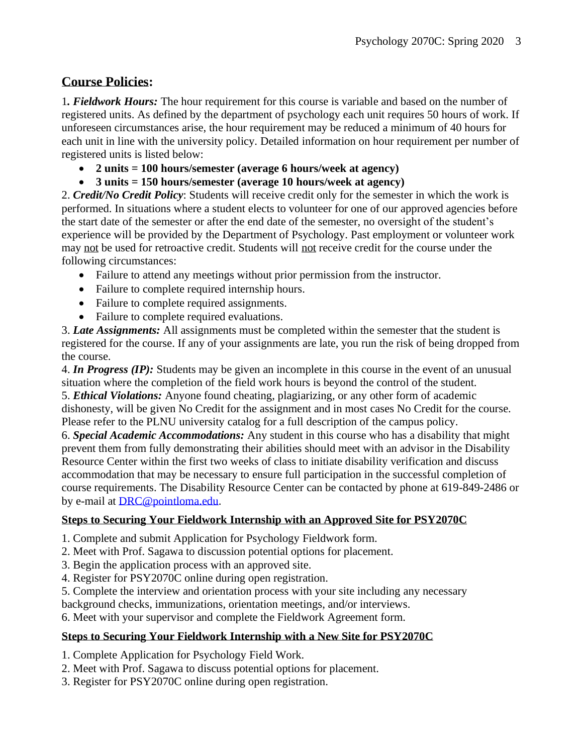## Course Policies:

1. ***Fieldwork Hours:*** The hour requirement for this course is variable and based on the number of registered units. As defined by the department of psychology each unit requires 50 hours of work. If unforeseen circumstances arise, the hour requirement may be reduced a minimum of 40 hours for each unit in line with the university policy. Detailed information on hour requirement per number of registered units is listed below:

- **2 units = 100 hours/semester (average 6 hours/week at agency)**
- **3 units = 150 hours/semester (average 10 hours/week at agency)**

2. ***Credit/No Credit Policy***: Students will receive credit only for the semester in which the work is performed. In situations where a student elects to volunteer for one of our approved agencies before the start date of the semester or after the end date of the semester, no oversight of the student's experience will be provided by the Department of Psychology. Past employment or volunteer work may not be used for retroactive credit. Students will not receive credit for the course under the following circumstances:

- Failure to attend any meetings without prior permission from the instructor.
- Failure to complete required internship hours.
- Failure to complete required assignments.
- Failure to complete required evaluations.

3. ***Late Assignments:*** All assignments must be completed within the semester that the student is registered for the course. If any of your assignments are late, you run the risk of being dropped from the course.

4. ***In Progress (IP):*** Students may be given an incomplete in this course in the event of an unusual situation where the completion of the field work hours is beyond the control of the student.

5. ***Ethical Violations:*** Anyone found cheating, plagiarizing, or any other form of academic dishonesty, will be given No Credit for the assignment and in most cases No Credit for the course. Please refer to the PLNU university catalog for a full description of the campus policy.

6. ***Special Academic Accommodations:*** Any student in this course who has a disability that might prevent them from fully demonstrating their abilities should meet with an advisor in the Disability Resource Center within the first two weeks of class to initiate disability verification and discuss accommodation that may be necessary to ensure full participation in the successful completion of course requirements. The Disability Resource Center can be contacted by phone at 619-849-2486 or by e-mail at DRC@pointloma.edu.

### Steps to Securing Your Fieldwork Internship with an Approved Site for PSY2070C

1. Complete and submit Application for Psychology Fieldwork form.
2. Meet with Prof. Sagawa to discussion potential options for placement.
3. Begin the application process with an approved site.
4. Register for PSY2070C online during open registration.
5. Complete the interview and orientation process with your site including any necessary background checks, immunizations, orientation meetings, and/or interviews.
6. Meet with your supervisor and complete the Fieldwork Agreement form.

### Steps to Securing Your Fieldwork Internship with a New Site for PSY2070C

1. Complete Application for Psychology Field Work.
2. Meet with Prof. Sagawa to discuss potential options for placement.
3. Register for PSY2070C online during open registration.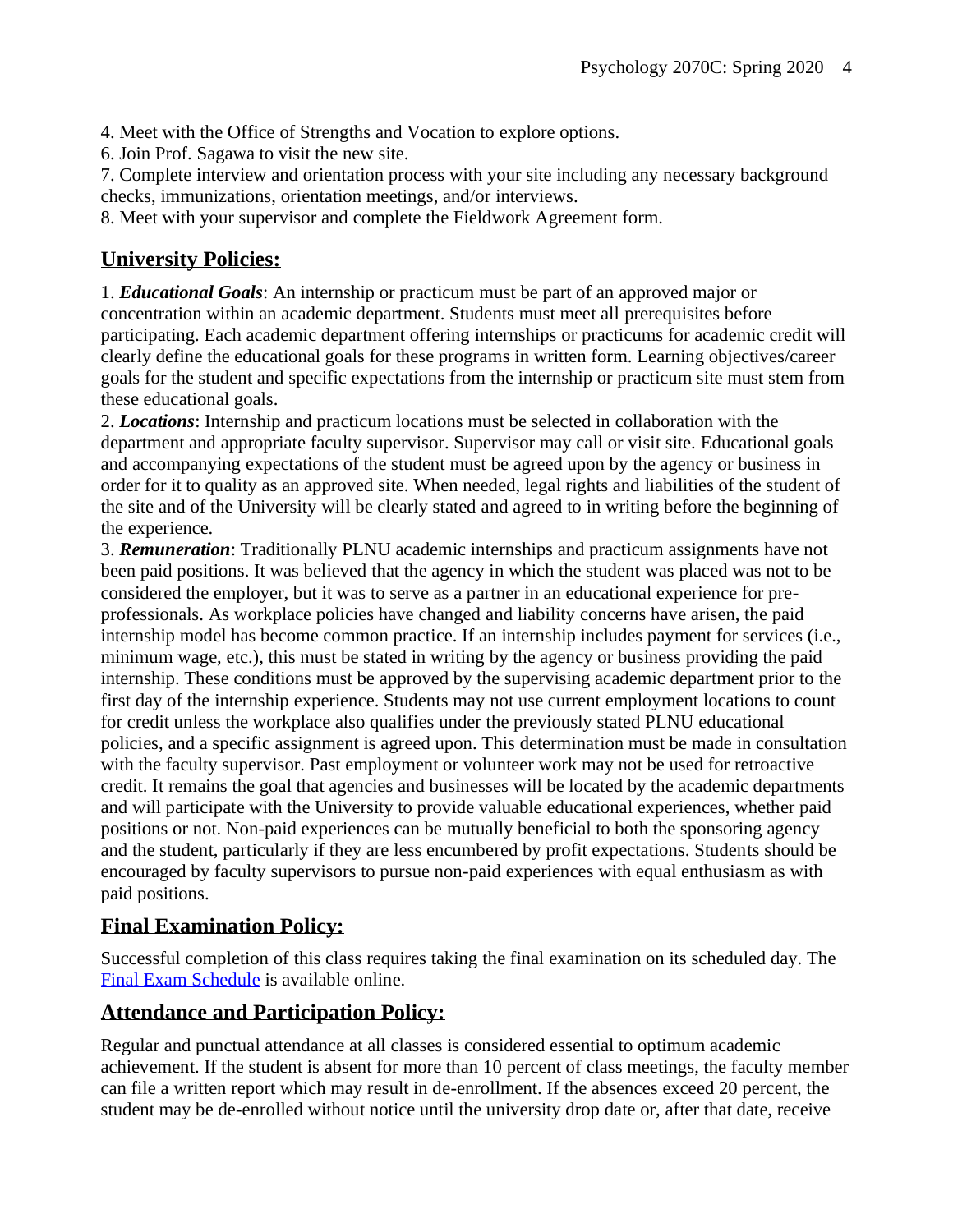4. Meet with the Office of Strengths and Vocation to explore options.
6. Join Prof. Sagawa to visit the new site.
7. Complete interview and orientation process with your site including any necessary background checks, immunizations, orientation meetings, and/or interviews.
8. Meet with your supervisor and complete the Fieldwork Agreement form.

## University Policies:

1. ***Educational Goals***: An internship or practicum must be part of an approved major or concentration within an academic department. Students must meet all prerequisites before participating. Each academic department offering internships or practicums for academic credit will clearly define the educational goals for these programs in written form. Learning objectives/career goals for the student and specific expectations from the internship or practicum site must stem from these educational goals.
2. ***Locations***: Internship and practicum locations must be selected in collaboration with the department and appropriate faculty supervisor. Supervisor may call or visit site. Educational goals and accompanying expectations of the student must be agreed upon by the agency or business in order for it to quality as an approved site. When needed, legal rights and liabilities of the student of the site and of the University will be clearly stated and agreed to in writing before the beginning of the experience.
3. ***Remuneration***: Traditionally PLNU academic internships and practicum assignments have not been paid positions. It was believed that the agency in which the student was placed was not to be considered the employer, but it was to serve as a partner in an educational experience for pre-professionals. As workplace policies have changed and liability concerns have arisen, the paid internship model has become common practice. If an internship includes payment for services (i.e., minimum wage, etc.), this must be stated in writing by the agency or business providing the paid internship. These conditions must be approved by the supervising academic department prior to the first day of the internship experience. Students may not use current employment locations to count for credit unless the workplace also qualifies under the previously stated PLNU educational policies, and a specific assignment is agreed upon. This determination must be made in consultation with the faculty supervisor. Past employment or volunteer work may not be used for retroactive credit. It remains the goal that agencies and businesses will be located by the academic departments and will participate with the University to provide valuable educational experiences, whether paid positions or not. Non-paid experiences can be mutually beneficial to both the sponsoring agency and the student, particularly if they are less encumbered by profit expectations. Students should be encouraged by faculty supervisors to pursue non-paid experiences with equal enthusiasm as with paid positions.

## Final Examination Policy:

Successful completion of this class requires taking the final examination on its scheduled day. The Final Exam Schedule is available online.

## Attendance and Participation Policy:

Regular and punctual attendance at all classes is considered essential to optimum academic achievement. If the student is absent for more than 10 percent of class meetings, the faculty member can file a written report which may result in de-enrollment. If the absences exceed 20 percent, the student may be de-enrolled without notice until the university drop date or, after that date, receive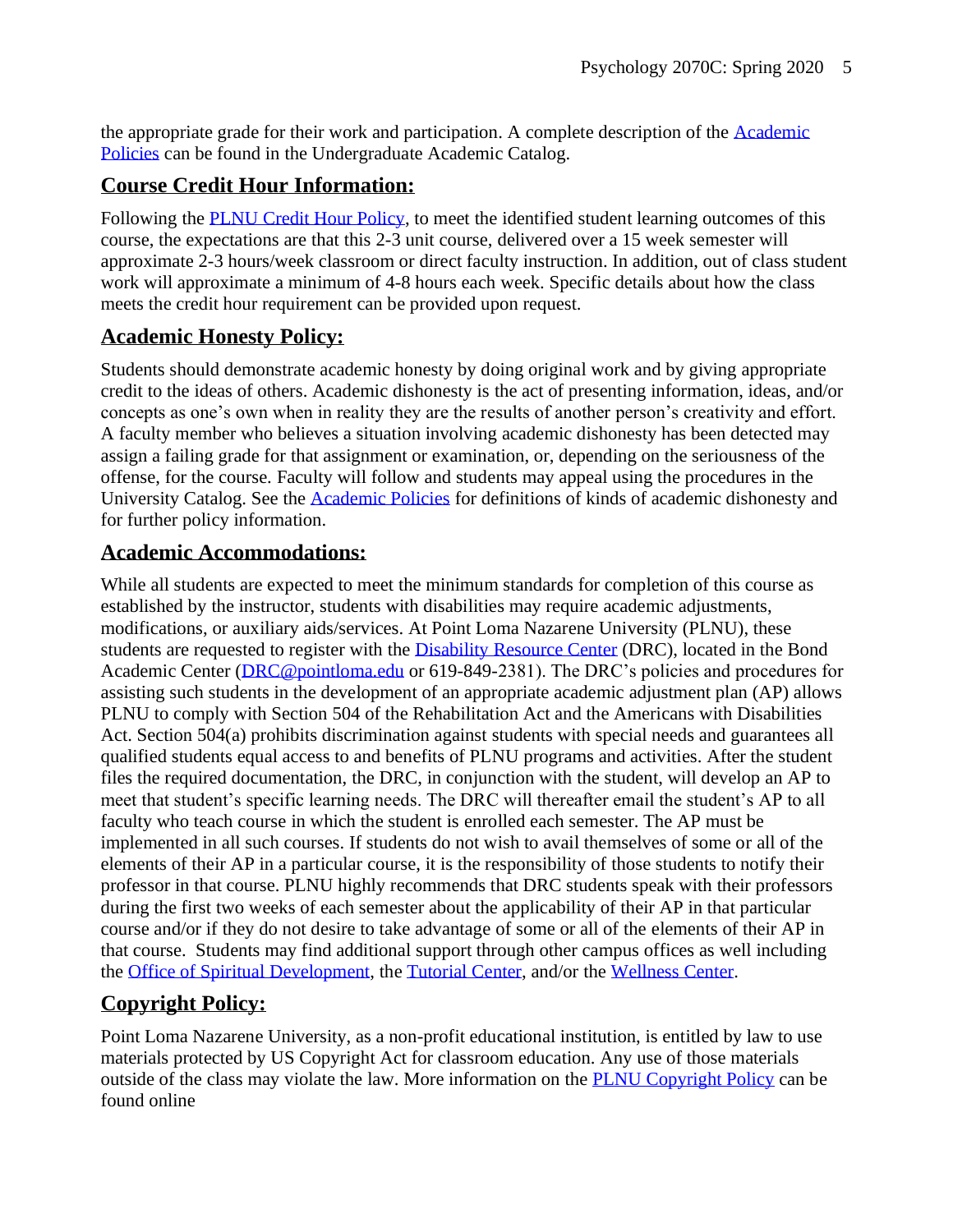the appropriate grade for their work and participation. A complete description of the [Academic Policies](#) can be found in the Undergraduate Academic Catalog.

## Course Credit Hour Information:

Following the [PLNU Credit Hour Policy](#), to meet the identified student learning outcomes of this course, the expectations are that this 2-3 unit course, delivered over a 15 week semester will approximate 2-3 hours/week classroom or direct faculty instruction. In addition, out of class student work will approximate a minimum of 4-8 hours each week. Specific details about how the class meets the credit hour requirement can be provided upon request.

## Academic Honesty Policy:

Students should demonstrate academic honesty by doing original work and by giving appropriate credit to the ideas of others. Academic dishonesty is the act of presenting information, ideas, and/or concepts as one's own when in reality they are the results of another person's creativity and effort. A faculty member who believes a situation involving academic dishonesty has been detected may assign a failing grade for that assignment or examination, or, depending on the seriousness of the offense, for the course. Faculty will follow and students may appeal using the procedures in the University Catalog. See the [Academic Policies](#) for definitions of kinds of academic dishonesty and for further policy information.

## Academic Accommodations:

While all students are expected to meet the minimum standards for completion of this course as established by the instructor, students with disabilities may require academic adjustments, modifications, or auxiliary aids/services. At Point Loma Nazarene University (PLNU), these students are requested to register with the [Disability Resource Center](#) (DRC), located in the Bond Academic Center (DRC@pointloma.edu or 619-849-2381). The DRC's policies and procedures for assisting such students in the development of an appropriate academic adjustment plan (AP) allows PLNU to comply with Section 504 of the Rehabilitation Act and the Americans with Disabilities Act. Section 504(a) prohibits discrimination against students with special needs and guarantees all qualified students equal access to and benefits of PLNU programs and activities. After the student files the required documentation, the DRC, in conjunction with the student, will develop an AP to meet that student's specific learning needs. The DRC will thereafter email the student's AP to all faculty who teach course in which the student is enrolled each semester. The AP must be implemented in all such courses. If students do not wish to avail themselves of some or all of the elements of their AP in a particular course, it is the responsibility of those students to notify their professor in that course. PLNU highly recommends that DRC students speak with their professors during the first two weeks of each semester about the applicability of their AP in that particular course and/or if they do not desire to take advantage of some or all of the elements of their AP in that course. Students may find additional support through other campus offices as well including the [Office of Spiritual Development](#), the [Tutorial Center](#), and/or the [Wellness Center](#).

## Copyright Policy:

Point Loma Nazarene University, as a non-profit educational institution, is entitled by law to use materials protected by US Copyright Act for classroom education. Any use of those materials outside of the class may violate the law. More information on the [PLNU Copyright Policy](#) can be found online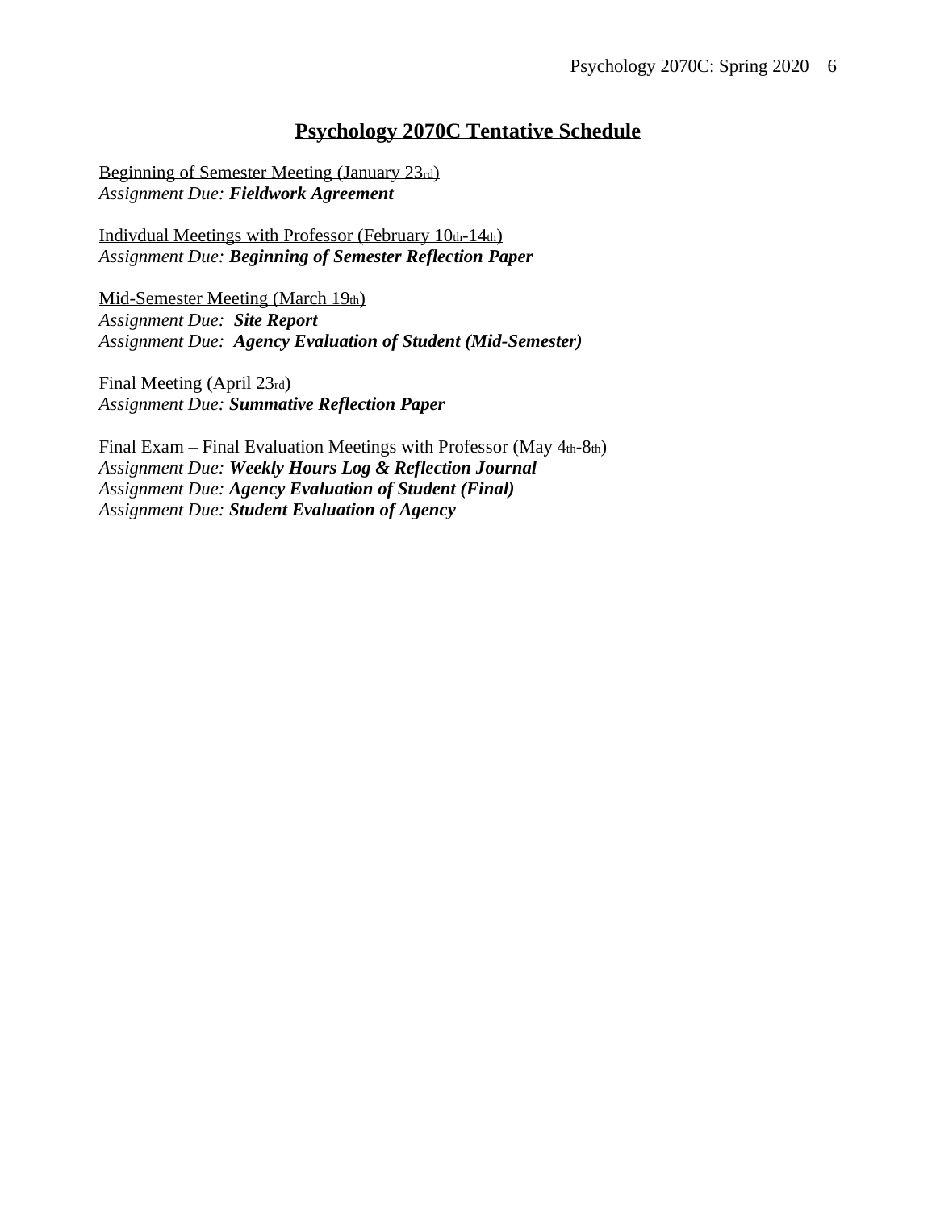# Psychology 2070C Tentative Schedule

<u>Beginning of Semester Meeting (January 23rd)</u>
*Assignment Due:* ***Fieldwork Agreement***

<u>Indivdual Meetings with Professor (February 10th-14th)</u>
*Assignment Due:* ***Beginning of Semester Reflection Paper***

<u>Mid-Semester Meeting (March 19th)</u>
*Assignment Due:* ***Site Report***
*Assignment Due:* ***Agency Evaluation of Student (Mid-Semester)***

<u>Final Meeting (April 23rd)</u>
*Assignment Due:* ***Summative Reflection Paper***

<u>Final Exam – Final Evaluation Meetings with Professor (May 4th-8th)</u>
*Assignment Due:* ***Weekly Hours Log & Reflection Journal***
*Assignment Due:* ***Agency Evaluation of Student (Final)***
*Assignment Due:* ***Student Evaluation of Agency***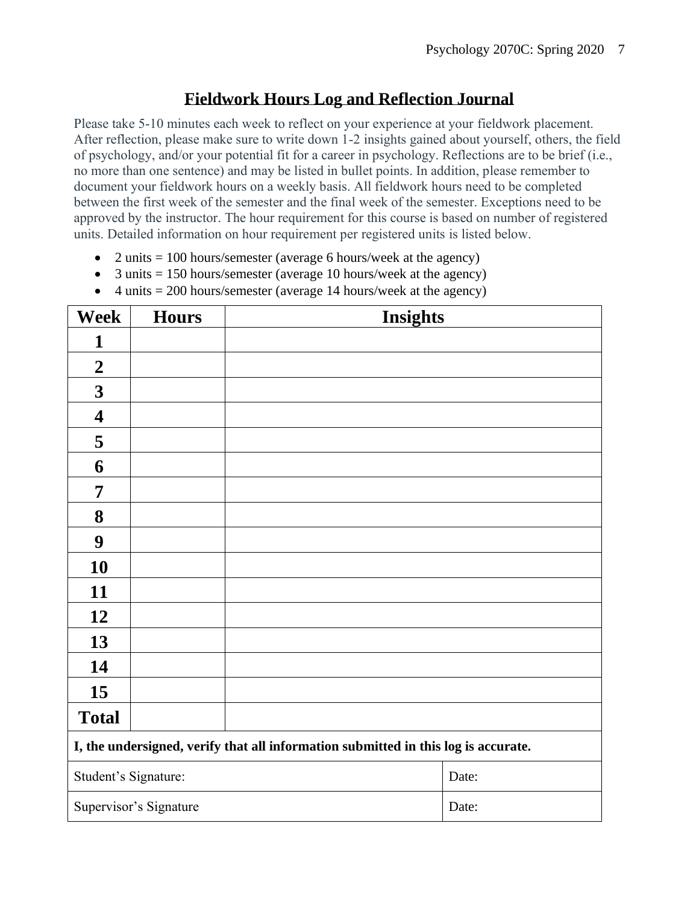## Fieldwork Hours Log and Reflection Journal

Please take 5-10 minutes each week to reflect on your experience at your fieldwork placement. After reflection, please make sure to write down 1-2 insights gained about yourself, others, the field of psychology, and/or your potential fit for a career in psychology. Reflections are to be brief (i.e., no more than one sentence) and may be listed in bullet points. In addition, please remember to document your fieldwork hours on a weekly basis. All fieldwork hours need to be completed between the first week of the semester and the final week of the semester. Exceptions need to be approved by the instructor. The hour requirement for this course is based on number of registered units. Detailed information on hour requirement per registered units is listed below.

- 2 units = 100 hours/semester (average 6 hours/week at the agency)
- 3 units = 150 hours/semester (average 10 hours/week at the agency)
- 4 units = 200 hours/semester (average 14 hours/week at the agency)

| Week | Hours | Insights |
|---|---|---|
| 1 | | |
| 2 | | |
| 3 | | |
| 4 | | |
| 5 | | |
| 6 | | |
| 7 | | |
| 8 | | |
| 9 | | |
| 10 | | |
| 11 | | |
| 12 | | |
| 13 | | |
| 14 | | |
| 15 | | |
| Total | | |

**I, the undersigned, verify that all information submitted in this log is accurate.**

| Student's Signature: | Date: |
|---|---|
| Supervisor's Signature | Date: |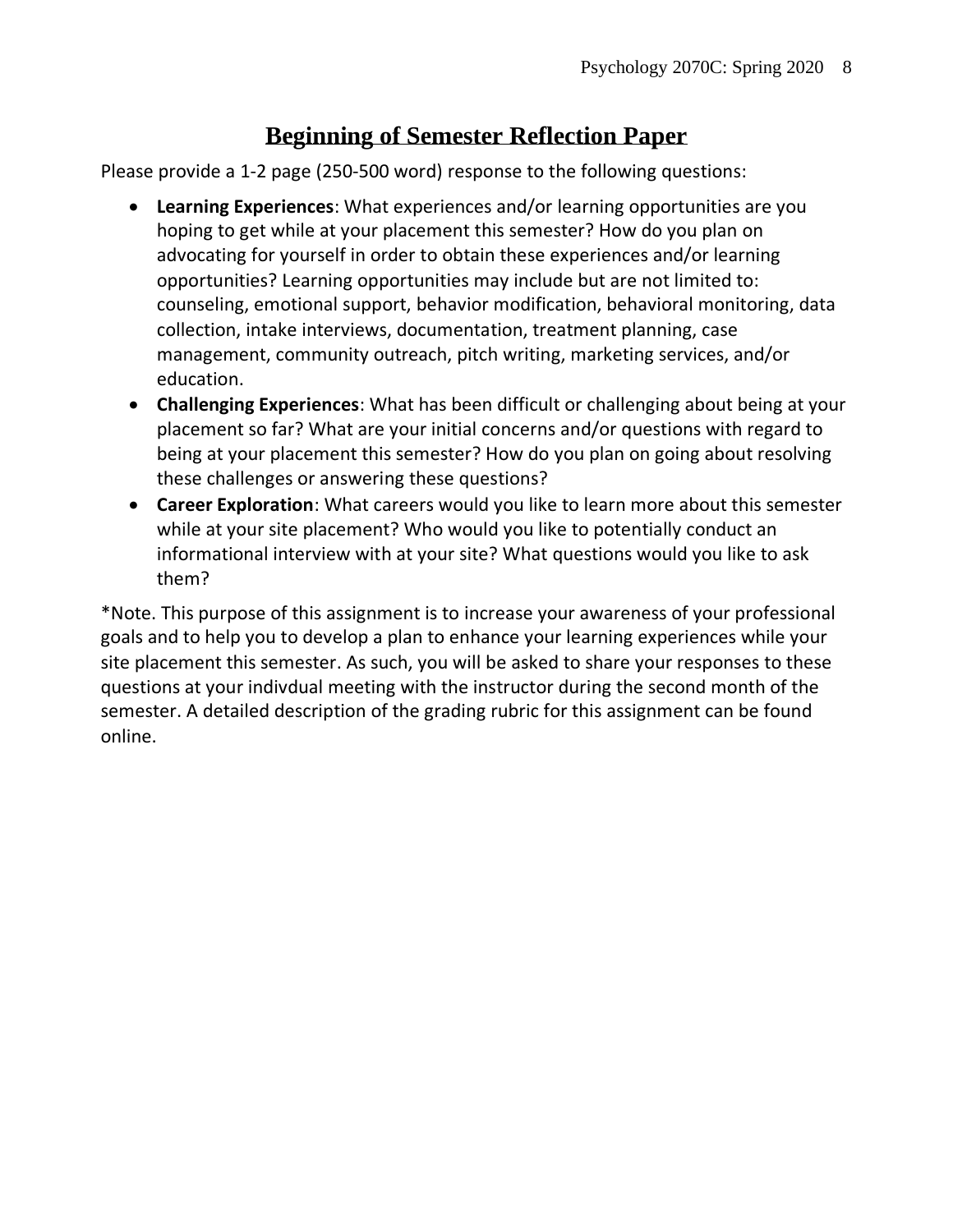# Beginning of Semester Reflection Paper

Please provide a 1-2 page (250-500 word) response to the following questions:

- **Learning Experiences**: What experiences and/or learning opportunities are you hoping to get while at your placement this semester? How do you plan on advocating for yourself in order to obtain these experiences and/or learning opportunities? Learning opportunities may include but are not limited to: counseling, emotional support, behavior modification, behavioral monitoring, data collection, intake interviews, documentation, treatment planning, case management, community outreach, pitch writing, marketing services, and/or education.
- **Challenging Experiences**: What has been difficult or challenging about being at your placement so far? What are your initial concerns and/or questions with regard to being at your placement this semester? How do you plan on going about resolving these challenges or answering these questions?
- **Career Exploration**: What careers would you like to learn more about this semester while at your site placement? Who would you like to potentially conduct an informational interview with at your site? What questions would you like to ask them?

*Note. This purpose of this assignment is to increase your awareness of your professional goals and to help you to develop a plan to enhance your learning experiences while your site placement this semester. As such, you will be asked to share your responses to these questions at your indivdual meeting with the instructor during the second month of the semester. A detailed description of the grading rubric for this assignment can be found online.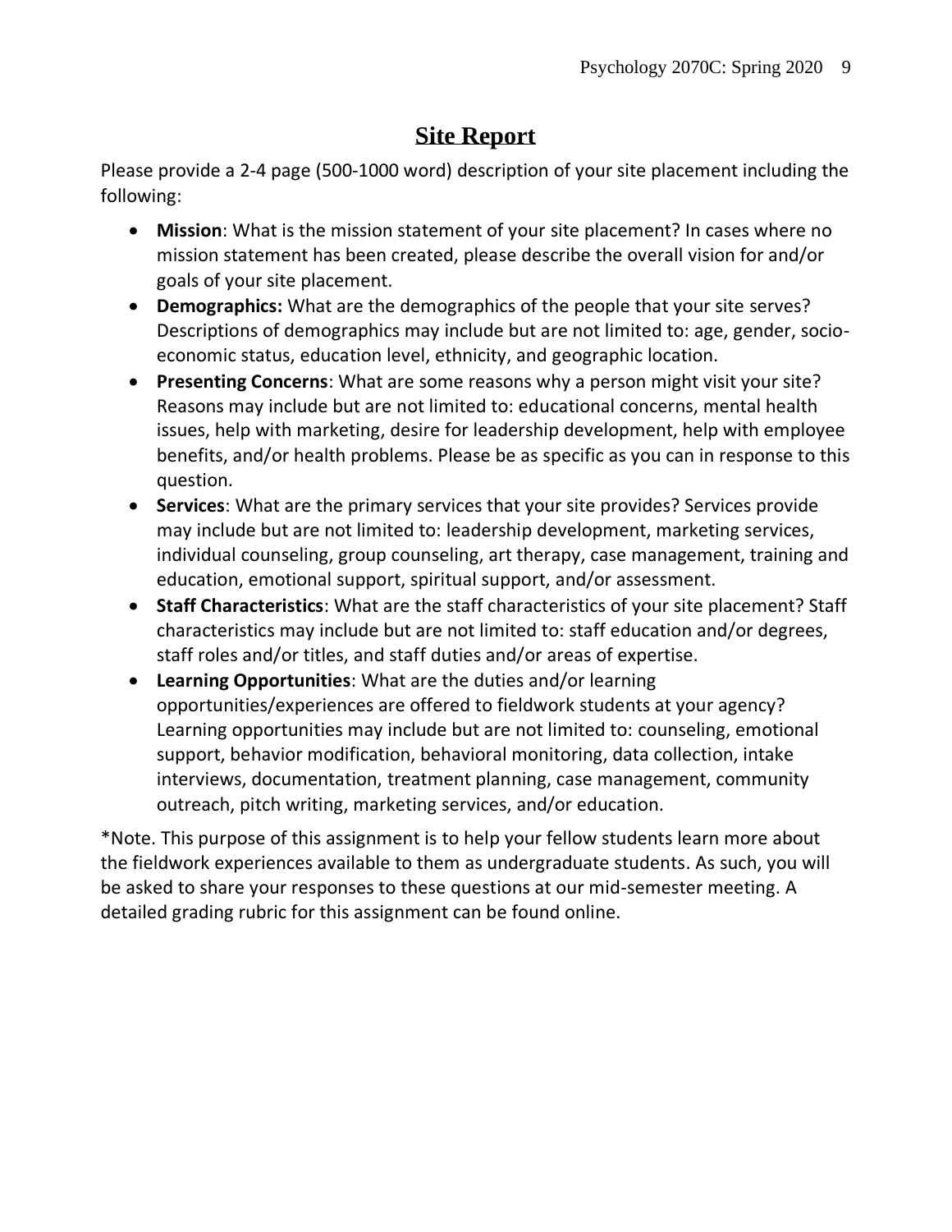# Site Report

Please provide a 2-4 page (500-1000 word) description of your site placement including the following:

- **Mission**: What is the mission statement of your site placement? In cases where no mission statement has been created, please describe the overall vision for and/or goals of your site placement.
- **Demographics:** What are the demographics of the people that your site serves? Descriptions of demographics may include but are not limited to: age, gender, socio-economic status, education level, ethnicity, and geographic location.
- **Presenting Concerns**: What are some reasons why a person might visit your site? Reasons may include but are not limited to: educational concerns, mental health issues, help with marketing, desire for leadership development, help with employee benefits, and/or health problems. Please be as specific as you can in response to this question.
- **Services**: What are the primary services that your site provides? Services provide may include but are not limited to: leadership development, marketing services, individual counseling, group counseling, art therapy, case management, training and education, emotional support, spiritual support, and/or assessment.
- **Staff Characteristics**: What are the staff characteristics of your site placement? Staff characteristics may include but are not limited to: staff education and/or degrees, staff roles and/or titles, and staff duties and/or areas of expertise.
- **Learning Opportunities**: What are the duties and/or learning opportunities/experiences are offered to fieldwork students at your agency? Learning opportunities may include but are not limited to: counseling, emotional support, behavior modification, behavioral monitoring, data collection, intake interviews, documentation, treatment planning, case management, community outreach, pitch writing, marketing services, and/or education.

*Note. This purpose of this assignment is to help your fellow students learn more about the fieldwork experiences available to them as undergraduate students. As such, you will be asked to share your responses to these questions at our mid-semester meeting. A detailed grading rubric for this assignment can be found online.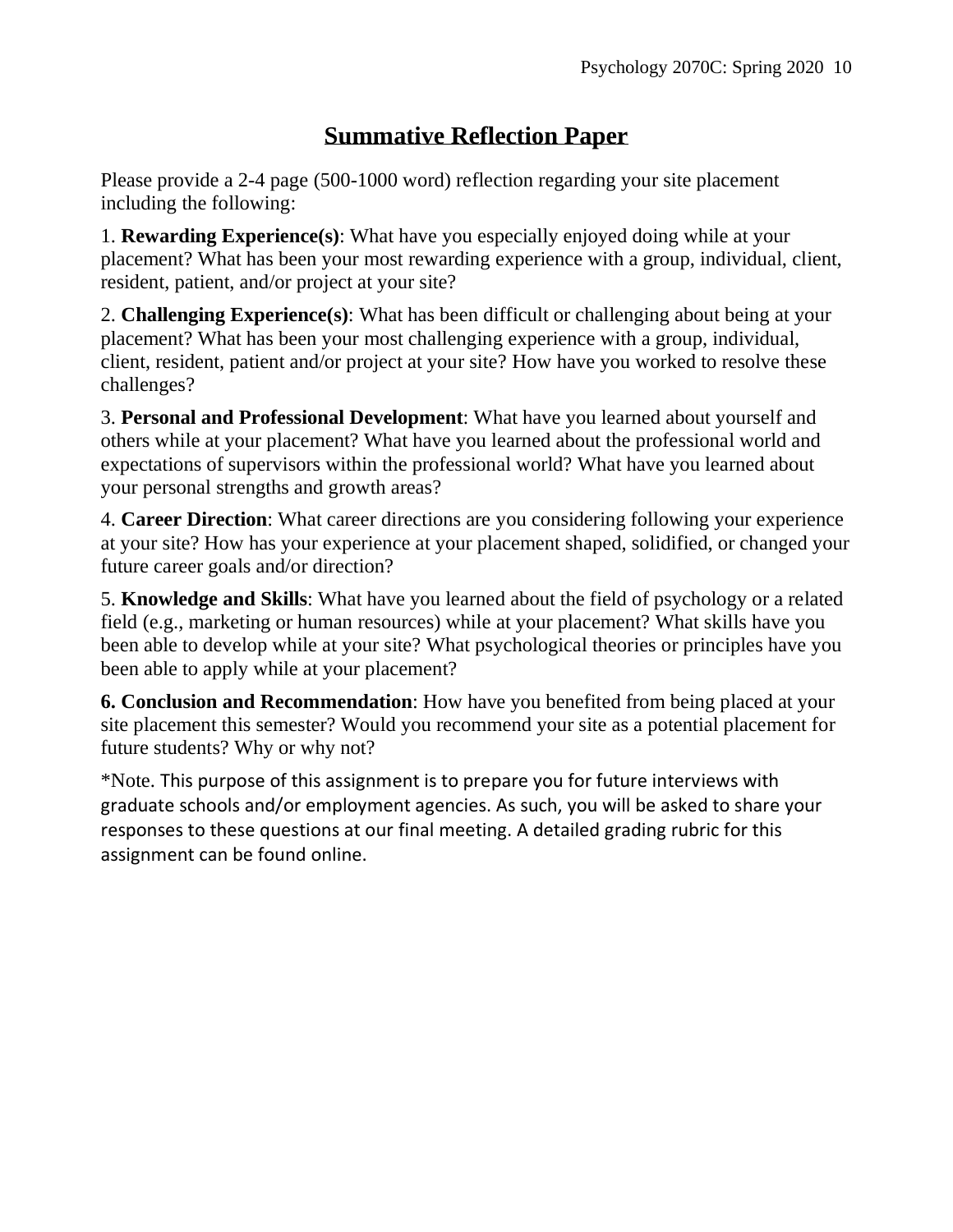# Summative Reflection Paper

Please provide a 2-4 page (500-1000 word) reflection regarding your site placement including the following:

1. **Rewarding Experience(s)**: What have you especially enjoyed doing while at your placement? What has been your most rewarding experience with a group, individual, client, resident, patient, and/or project at your site?

2. **Challenging Experience(s)**: What has been difficult or challenging about being at your placement? What has been your most challenging experience with a group, individual, client, resident, patient and/or project at your site? How have you worked to resolve these challenges?

3. **Personal and Professional Development**: What have you learned about yourself and others while at your placement? What have you learned about the professional world and expectations of supervisors within the professional world? What have you learned about your personal strengths and growth areas?

4. **Career Direction**: What career directions are you considering following your experience at your site? How has your experience at your placement shaped, solidified, or changed your future career goals and/or direction?

5. **Knowledge and Skills**: What have you learned about the field of psychology or a related field (e.g., marketing or human resources) while at your placement? What skills have you been able to develop while at your site? What psychological theories or principles have you been able to apply while at your placement?

**6. Conclusion and Recommendation**: How have you benefited from being placed at your site placement this semester? Would you recommend your site as a potential placement for future students? Why or why not?

*Note. This purpose of this assignment is to prepare you for future interviews with graduate schools and/or employment agencies. As such, you will be asked to share your responses to these questions at our final meeting. A detailed grading rubric for this assignment can be found online.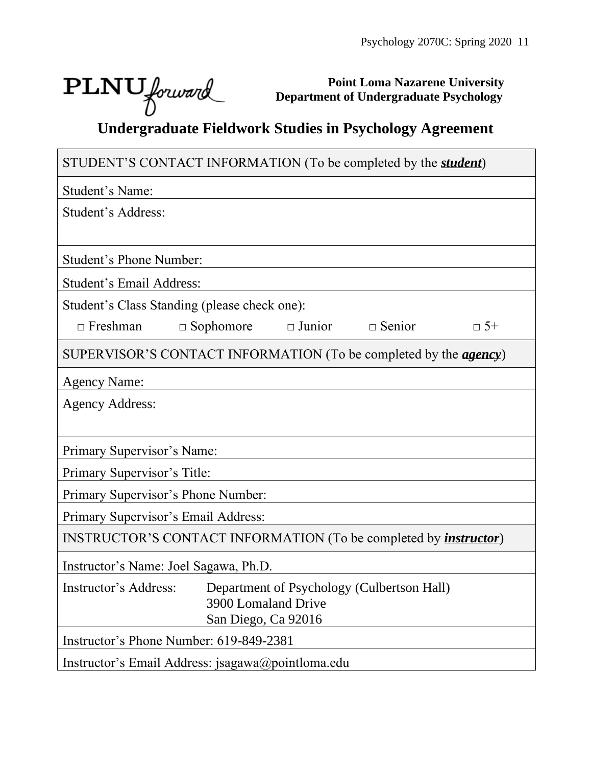PLNU*forward*

**Point Loma Nazarene University**
**Department of Undergraduate Psychology**

# Undergraduate Fieldwork Studies in Psychology Agreement

| STUDENT'S CONTACT INFORMATION (To be completed by the ***student***) |
|---|
| Student's Name: |
| Student's Address: |
| Student's Phone Number: |
| Student's Email Address: |
| Student's Class Standing (please check one): □ Freshman □ Sophomore □ Junior □ Senior □ 5+ |
| SUPERVISOR'S CONTACT INFORMATION (To be completed by the ***agency***) |
| Agency Name: |
| Agency Address: |
| Primary Supervisor's Name: |
| Primary Supervisor's Title: |
| Primary Supervisor's Phone Number: |
| Primary Supervisor's Email Address: |
| INSTRUCTOR'S CONTACT INFORMATION (To be completed by ***instructor***) |
| Instructor's Name: Joel Sagawa, Ph.D. |
| Instructor's Address: Department of Psychology (Culbertson Hall), 3900 Lomaland Drive, San Diego, Ca 92016 |
| Instructor's Phone Number: 619-849-2381 |
| Instructor's Email Address: jsagawa@pointloma.edu |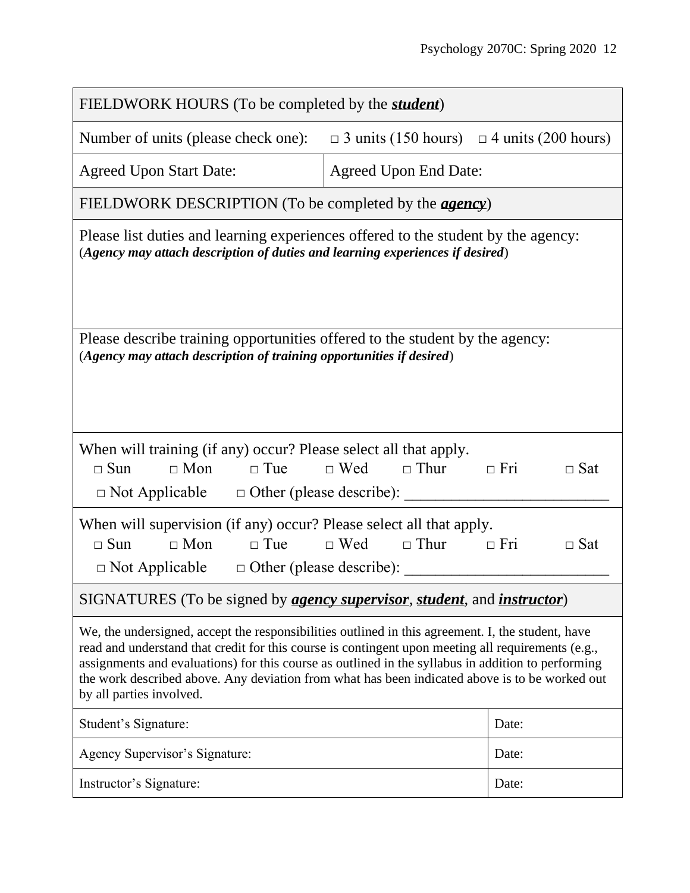| FIELDWORK HOURS (To be completed by the ***student***) | |
|---|---|
| Number of units (please check one): □ 3 units (150 hours) □ 4 units (200 hours) | |
| Agreed Upon Start Date: | Agreed Upon End Date: |

| FIELDWORK DESCRIPTION (To be completed by the ***agency***) |
|---|
| Please list duties and learning experiences offered to the student by the agency: (***Agency may attach description of duties and learning experiences if desired***) |
| Please describe training opportunities offered to the student by the agency: (***Agency may attach description of training opportunities if desired***) |
| When will training (if any) occur? Please select all that apply. □ Sun □ Mon □ Tue □ Wed □ Thur □ Fri □ Sat □ Not Applicable □ Other (please describe): __________________________ |
| When will supervision (if any) occur? Please select all that apply. □ Sun □ Mon □ Tue □ Wed □ Thur □ Fri □ Sat □ Not Applicable □ Other (please describe): __________________________ |

| SIGNATURES (To be signed by ***agency supervisor***, ***student***, and ***instructor***) | |
|---|---|
| We, the undersigned, accept the responsibilities outlined in this agreement. I, the student, have read and understand that credit for this course is contingent upon meeting all requirements (e.g., assignments and evaluations) for this course as outlined in the syllabus in addition to performing the work described above. Any deviation from what has been indicated above is to be worked out by all parties involved. | |
| Student's Signature: | Date: |
| Agency Supervisor's Signature: | Date: |
| Instructor's Signature: | Date: |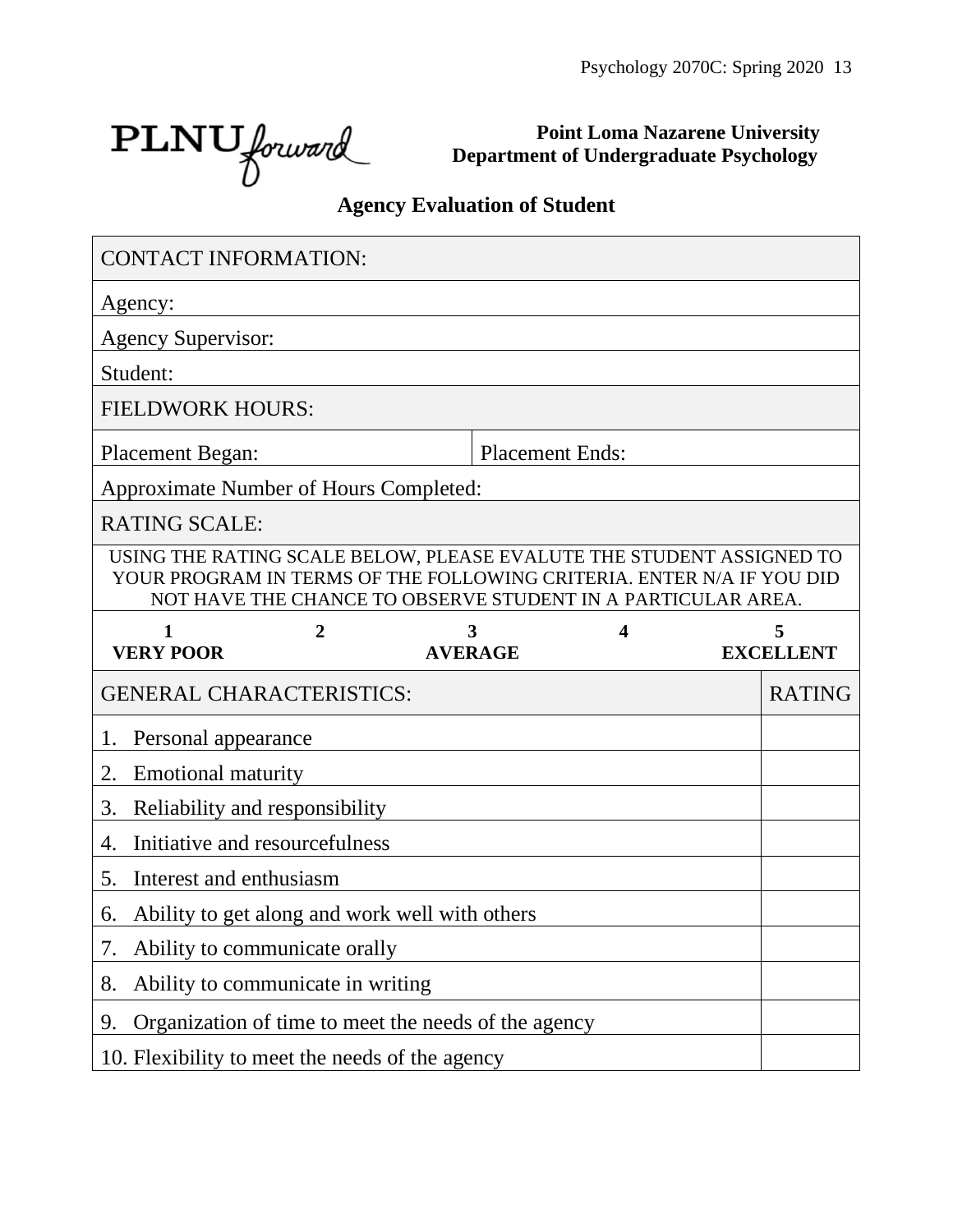PLNU forward

**Point Loma Nazarene University**
**Department of Undergraduate Psychology**

## Agency Evaluation of Student

| CONTACT INFORMATION: | |
|---|---|
| Agency: | |
| Agency Supervisor: | |
| Student: | |
| FIELDWORK HOURS: | |
| Placement Began: | Placement Ends: |
| Approximate Number of Hours Completed: | |
| RATING SCALE: | |

USING THE RATING SCALE BELOW, PLEASE EVALUTE THE STUDENT ASSIGNED TO YOUR PROGRAM IN TERMS OF THE FOLLOWING CRITERIA. ENTER N/A IF YOU DID NOT HAVE THE CHANCE TO OBSERVE STUDENT IN A PARTICULAR AREA.

| 1 | 2 | 3 | 4 | 5 |
|---|---|---|---|---|
| **VERY POOR** | | **AVERAGE** | | **EXCELLENT** |

| GENERAL CHARACTERISTICS: | RATING |
|---|---|
| 1. Personal appearance | |
| 2. Emotional maturity | |
| 3. Reliability and responsibility | |
| 4. Initiative and resourcefulness | |
| 5. Interest and enthusiasm | |
| 6. Ability to get along and work well with others | |
| 7. Ability to communicate orally | |
| 8. Ability to communicate in writing | |
| 9. Organization of time to meet the needs of the agency | |
| 10. Flexibility to meet the needs of the agency | |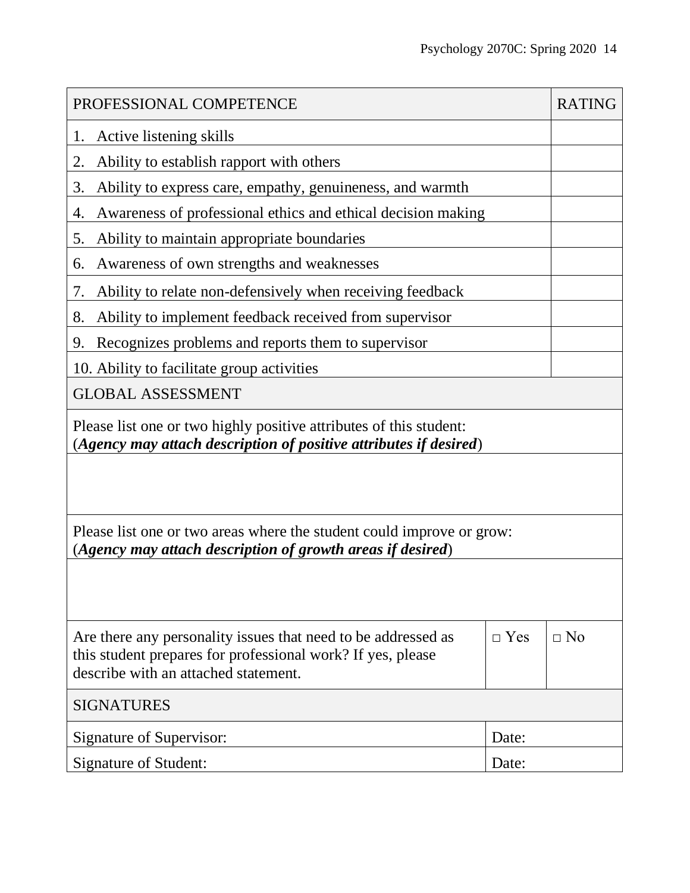| PROFESSIONAL COMPETENCE | RATING |
|---|---|
| 1. Active listening skills | |
| 2. Ability to establish rapport with others | |
| 3. Ability to express care, empathy, genuineness, and warmth | |
| 4. Awareness of professional ethics and ethical decision making | |
| 5. Ability to maintain appropriate boundaries | |
| 6. Awareness of own strengths and weaknesses | |
| 7. Ability to relate non-defensively when receiving feedback | |
| 8. Ability to implement feedback received from supervisor | |
| 9. Recognizes problems and reports them to supervisor | |
| 10. Ability to facilitate group activities | |

| GLOBAL ASSESSMENT |
|---|
| Please list one or two highly positive attributes of this student: (***Agency may attach description of positive attributes if desired***) |
| |
| Please list one or two areas where the student could improve or grow: (***Agency may attach description of growth areas if desired***) |
| |

| | | |
|---|---|---|
| Are there any personality issues that need to be addressed as this student prepares for professional work? If yes, please describe with an attached statement. | □ Yes | □ No |

| SIGNATURES | |
|---|---|
| Signature of Supervisor: | Date: |
| Signature of Student: | Date: |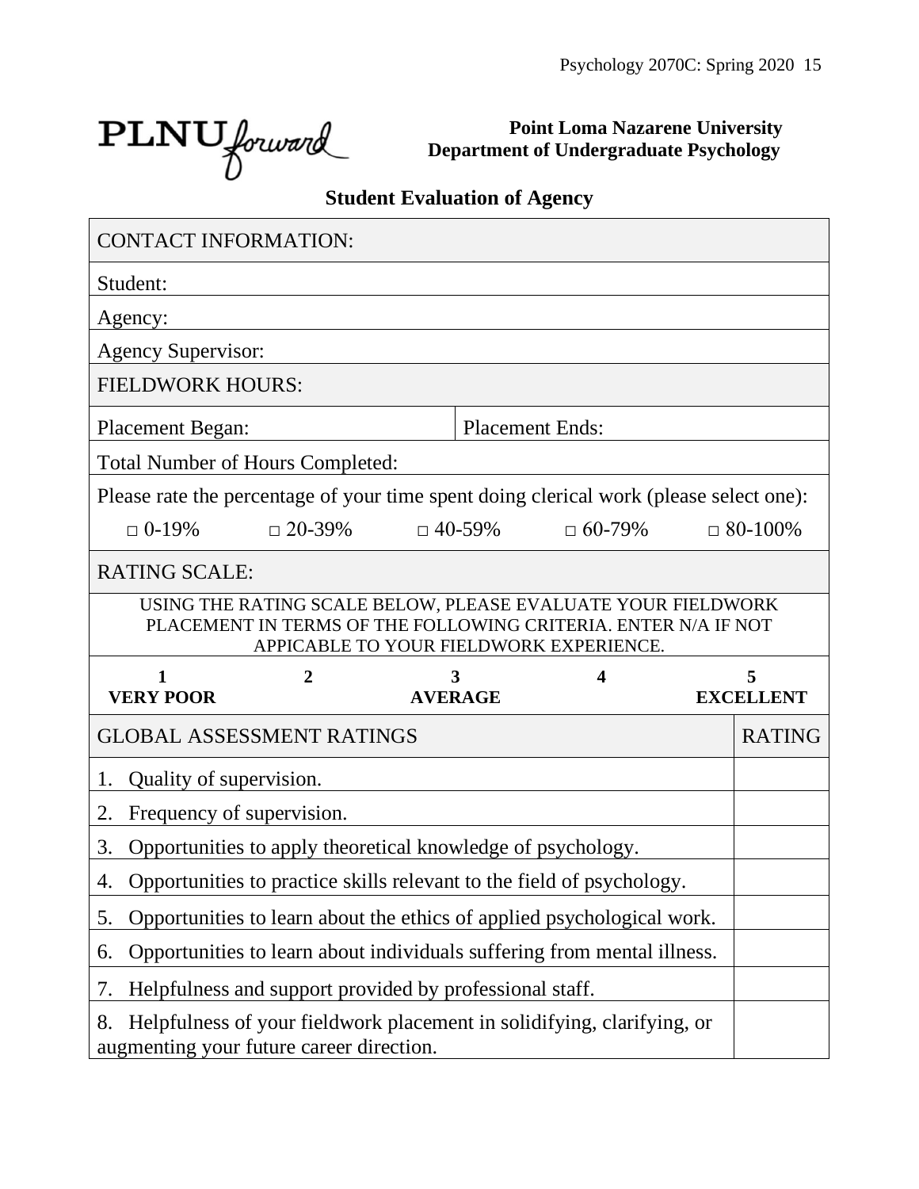PLNU forward

**Point Loma Nazarene University**
**Department of Undergraduate Psychology**

## Student Evaluation of Agency

| CONTACT INFORMATION: | |
|---|---|
| Student: | |
| Agency: | |
| Agency Supervisor: | |

| FIELDWORK HOURS: | |
|---|---|
| Placement Began: | Placement Ends: |
| Total Number of Hours Completed: | |

Please rate the percentage of your time spent doing clerical work (please select one):

□ 0-19%  □ 20-39%  □ 40-59%  □ 60-79%  □ 80-100%

**RATING SCALE:**

USING THE RATING SCALE BELOW, PLEASE EVALUATE YOUR FIELDWORK PLACEMENT IN TERMS OF THE FOLLOWING CRITERIA. ENTER N/A IF NOT APPICABLE TO YOUR FIELDWORK EXPERIENCE.

| 1 | 2 | 3 | 4 | 5 |
|---|---|---|---|---|
| **VERY POOR** | | **AVERAGE** | | **EXCELLENT** |

| GLOBAL ASSESSMENT RATINGS | RATING |
|---|---|
| 1. Quality of supervision. | |
| 2. Frequency of supervision. | |
| 3. Opportunities to apply theoretical knowledge of psychology. | |
| 4. Opportunities to practice skills relevant to the field of psychology. | |
| 5. Opportunities to learn about the ethics of applied psychological work. | |
| 6. Opportunities to learn about individuals suffering from mental illness. | |
| 7. Helpfulness and support provided by professional staff. | |
| 8. Helpfulness of your fieldwork placement in solidifying, clarifying, or augmenting your future career direction. | |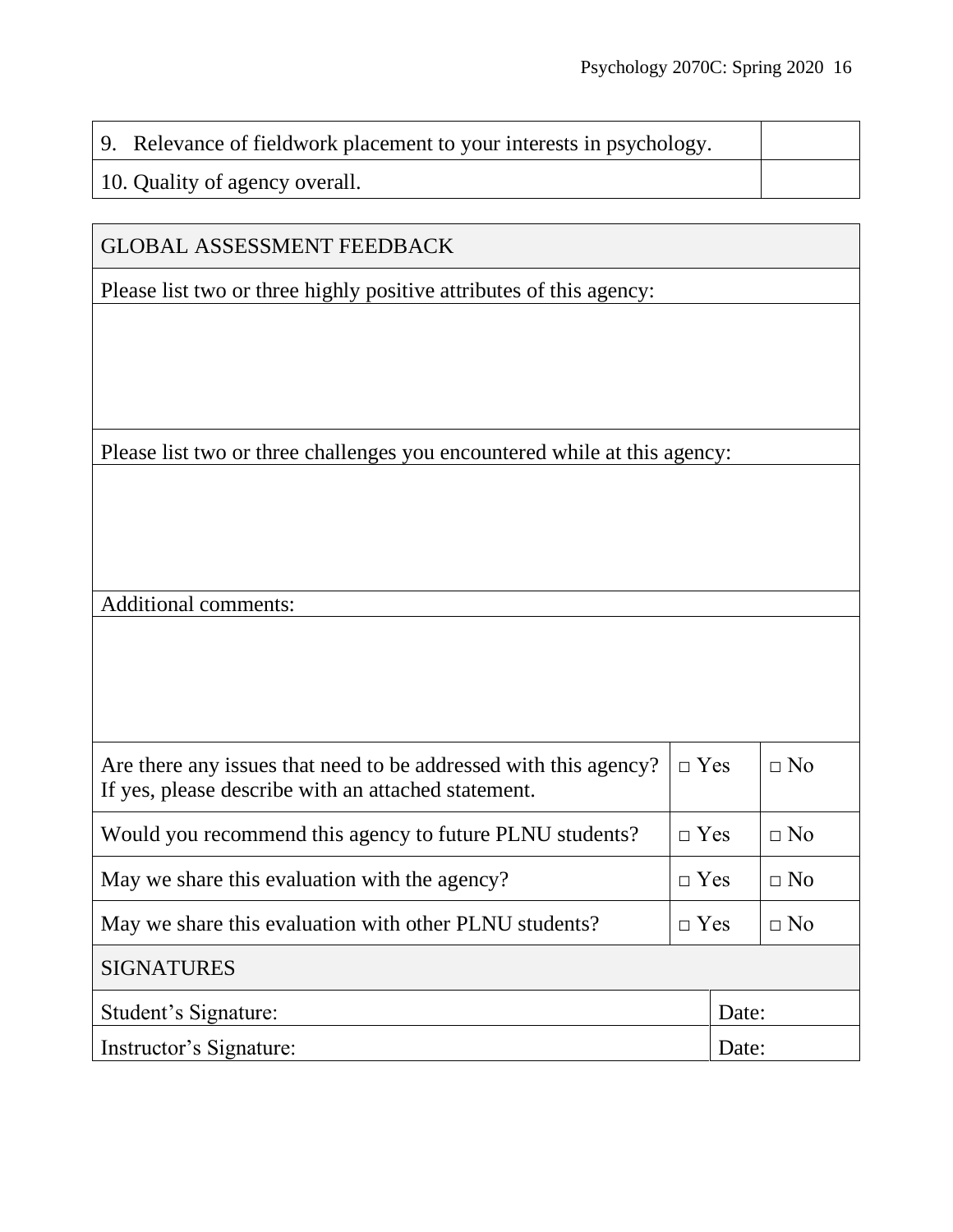| | |
|---|---|
| 9. Relevance of fieldwork placement to your interests in psychology. | |
| 10. Quality of agency overall. | |

| GLOBAL ASSESSMENT FEEDBACK | | |
|---|---|---|
| Please list two or three highly positive attributes of this agency: | | |
| | | |
| Please list two or three challenges you encountered while at this agency: | | |
| | | |
| Additional comments: | | |
| | | |
| Are there any issues that need to be addressed with this agency? If yes, please describe with an attached statement. | □ Yes | □ No |
| Would you recommend this agency to future PLNU students? | □ Yes | □ No |
| May we share this evaluation with the agency? | □ Yes | □ No |
| May we share this evaluation with other PLNU students? | □ Yes | □ No |

| SIGNATURES | |
|---|---|
| Student's Signature: | Date: |
| Instructor's Signature: | Date: |